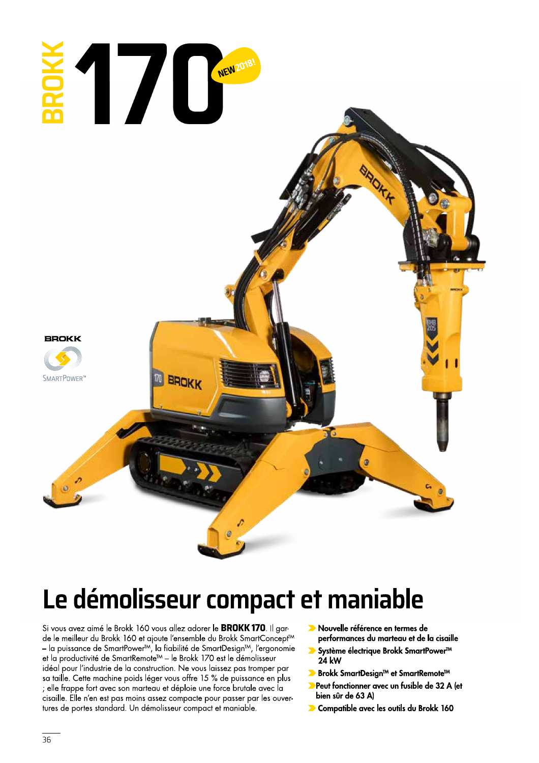# BROKK 170

NEW 2018!

BROKK SMARTPOWER™

## Le démolisseur compact et maniable

Si vous avez aimé le Brokk 160 vous allez adorer le **BROKK 170**. Il garde le meilleur du Brokk 160 et ajoute l'ensemble du Brokk SmartConcept™ – la puissance de SmartPower™, la fiabilité de SmartDesign™, l'ergonomie et la productivité de SmartRemote™ – le Brokk 170 est le démolisseur idéal pour l'industrie de la construction. Ne vous laissez pas tromper par sa taille. Cette machine poids léger vous offre 15 % de puissance en plus ; elle frappe fort avec son marteau et déploie une force brutale avec la cisaille. Elle n'en est pas moins assez compacte pour passer par les ouvertures de portes standard. Un démolisseur compact et maniable.

- **Nouvelle référence en termes de performances du marteau et de la cisaille**
- **Système électrique Brokk SmartPower™ 24 kW**
- **Brokk SmartDesign™ et SmartRemote™**
- **Peut fonctionner avec un fusible de 32 A (et bien sûr de 63 A)**
- **Compatible avec les outils du Brokk 160**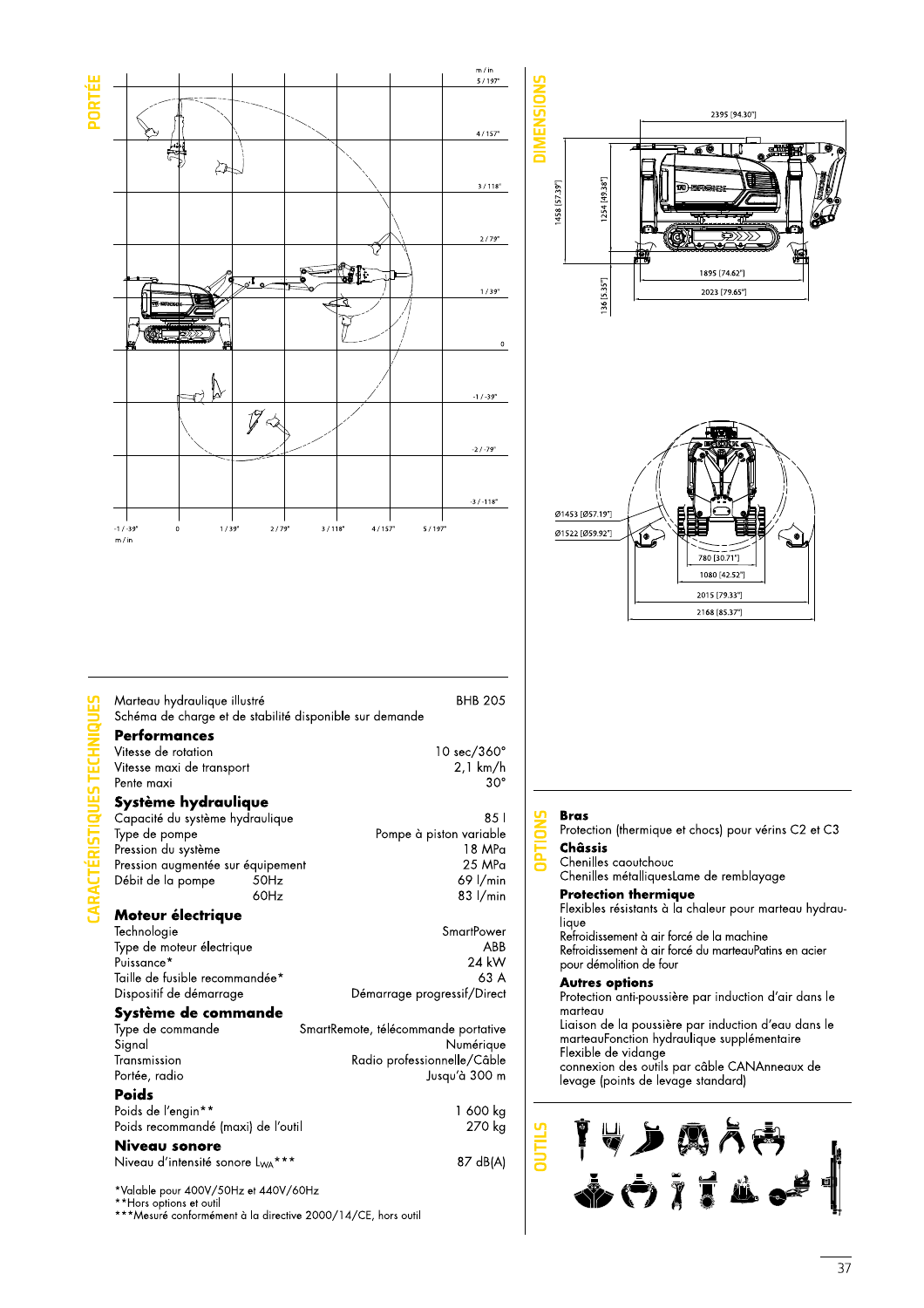## PORTÉE

m / in
5 / 197"
4 / 157"
3 / 118"
2 / 79"
1 / 39"
0
-1 / -39"
-2 / -79"
-3 / -118"

-1 / -39"
m / in
0
1 / 39"
2 / 79"
3 / 118"
4 / 157"
5 / 197"

## DIMENSIONS

2395 [94.30"]
1458 [57.39"]
1254 [49.38"]
136 [5.35"]
1895 [74.62"]
2023 [79.65"]

Ø1453 [Ø57.19"]
Ø1522 [Ø59.92"]
780 [30.71"]
1080 [42.52"]
2015 [79.33"]
2168 [85.37"]

## CARACTÉRISTIQUES TECHNIQUES

| | |
|---|---|
| Marteau hydraulique illustré | BHB 205 |
| Schéma de charge et de stabilité disponible sur demande | |

**Performances**

| | |
|---|---|
| Vitesse de rotation | 10 sec/360° |
| Vitesse maxi de transport | 2,1 km/h |
| Pente maxi | 30° |

**Système hydraulique**

| | | |
|---|---|---|
| Capacité du système hydraulique | | 85 l |
| Type de pompe | | Pompe à piston variable |
| Pression du système | | 18 MPa |
| Pression augmentée sur équipement | | 25 MPa |
| Débit de la pompe | 50Hz | 69 l/min |
| | 60Hz | 83 l/min |

**Moteur électrique**

| | |
|---|---|
| Technologie | SmartPower |
| Type de moteur électrique | ABB |
| Puissance* | 24 kW |
| Taille de fusible recommandée* | 63 A |
| Dispositif de démarrage | Démarrage progressif/Direct |

**Système de commande**

| | |
|---|---|
| Type de commande | SmartRemote, télécommande portative |
| Signal | Numérique |
| Transmission | Radio professionnelle/Câble |
| Portée, radio | Jusqu'à 300 m |

**Poids**

| | |
|---|---|
| Poids de l'engin** | 1 600 kg |
| Poids recommandé (maxi) de l'outil | 270 kg |

**Niveau sonore**

| | |
|---|---|
| Niveau d'intensité sonore $L_{WA}$*** | 87 dB(A) |

*Valable pour 400V/50Hz et 440V/60Hz
**Hors options et outil
***Mesuré conformément à la directive 2000/14/CE, hors outil

## OPTIONS

**Bras**
Protection (thermique et chocs) pour vérins C2 et C3

**Châssis**
Chenilles caoutchouc
Chenilles métalliquesLame de remblayage

**Protection thermique**
Flexibles résistants à la chaleur pour marteau hydraulique
Refroidissement à air forcé de la machine
Refroidissement à air forcé du marteauPatins en acier pour démolition de four

**Autres options**
Protection anti-poussière par induction d'air dans le marteau
Liaison de la poussière par induction d'eau dans le marteauFonction hydraulique supplémentaire
Flexible de vidange
connexion des outils par câble CANAnneaux de levage (points de levage standard)

## OUTILS